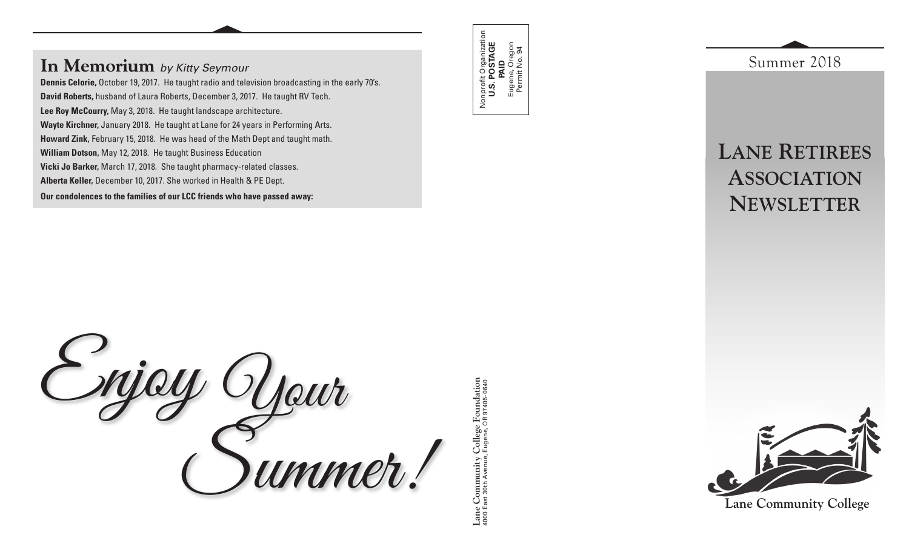# In Memorium *by Kitty Seymour*

**Dennis Celorie,** October 19, 2017. He taught radio and television broadcasting in the early 70's.

**David Roberts,** husband of Laura Roberts, December 3, 2017. He taught RV Tech.

**Lee Roy McCourry,** May 3, 2018. He taught landscape architecture.

**Wayte Kirchner,** January 2018. He taught at Lane for 24 years in Performing Arts.

**Howard Zink,** February 15, 2018. He was head of the Math Dept and taught math.

**William Dotson,** May 12, 2018. He taught Business Education

**Vicki Jo Barker,** March 17, 2018. She taught pharmacy-related classes.

**Alberta Keller,** December 10, 2017. She worked in Health & PE Dept.

**Our condolences to the families of our LCC friends who have passed away:**

*Enjoy Your Summer!*

Nonprofit Organization
**U.S. POSTAGE**
**PAID**
Eugene, Oregon
Permit No. 94

**Lane Community College Foundation**
4000 East 30th Avenue, Eugene, OR 97405-0640

Summer 2018

# Lane Retirees Association Newsletter

**Lane Community College**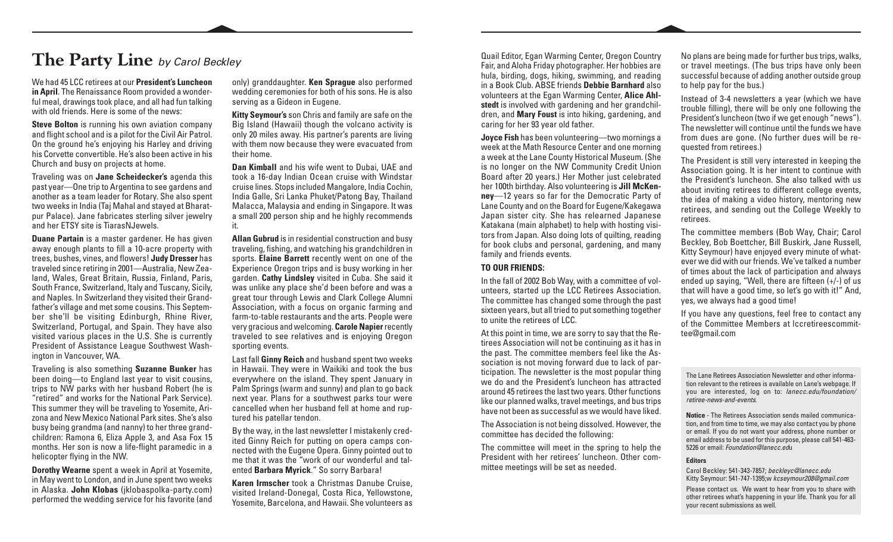# The Party Line *by Carol Beckley*

We had 45 LCC retirees at our **President's Luncheon in April**. The Renaissance Room provided a wonderful meal, drawings took place, and all had fun talking with old friends. Here is some of the news:

**Steve Bolton** is running his own aviation company and flight school and is a pilot for the Civil Air Patrol. On the ground he's enjoying his Harley and driving his Corvette convertible. He's also been active in his Church and busy on projects at home.

Traveling was on **Jane Scheidecker's** agenda this past year—One trip to Argentina to see gardens and another as a team leader for Rotary. She also spent two weeks in India (Taj Mahal and stayed at Bharatpur Palace). Jane fabricates sterling silver jewelry and her ETSY site is TiarasNJewels.

**Duane Partain** is a master gardener. He has given away enough plants to fill a 10-acre property with trees, bushes, vines, and flowers! **Judy Dresser** has traveled since retiring in 2001—Australia, New Zealand, Wales, Great Britain, Russia, Finland, Paris, South France, Switzerland, Italy and Tuscany, Sicily, and Naples. In Switzerland they visited their Grandfather's village and met some cousins. This September she'll be visiting Edinburgh, Rhine River, Switzerland, Portugal, and Spain. They have also visited various places in the U.S. She is currently President of Assistance League Southwest Washington in Vancouver, WA.

Traveling is also something **Suzanne Bunker** has been doing—to England last year to visit cousins, trips to NW parks with her husband Robert (he is "retired" and works for the National Park Service). This summer they will be traveling to Yosemite, Arizona and New Mexico National Park sites. She's also busy being grandma (and nanny) to her three grandchildren: Ramona 6, Eliza Apple 3, and Asa Fox 15 months. Her son is now a life-flight paramedic in a helicopter flying in the NW.

**Dorothy Wearne** spent a week in April at Yosemite, in May went to London, and in June spent two weeks in Alaska. **John Klobas** (jklobaspolka-party.com) performed the wedding service for his favorite (and only) granddaughter. **Ken Sprague** also performed wedding ceremonies for both of his sons. He is also serving as a Gideon in Eugene.

**Kitty Seymour's** son Chris and family are safe on the Big Island (Hawaii) though the volcano activity is only 20 miles away. His partner's parents are living with them now because they were evacuated from their home.

**Dan Kimball** and his wife went to Dubai, UAE and took a 16-day Indian Ocean cruise with Windstar cruise lines. Stops included Mangalore, India Cochin, India Galle, Sri Lanka Phuket/Patong Bay, Thailand Malacca, Malaysia and ending in Singapore. It was a small 200 person ship and he highly recommends it.

**Allan Gubrud** is in residential construction and busy traveling, fishing, and watching his grandchildren in sports. **Elaine Barrett** recently went on one of the Experience Oregon trips and is busy working in her garden. **Cathy Lindsley** visited in Cuba. She said it was unlike any place she'd been before and was a great tour through Lewis and Clark College Alumni Association, with a focus on organic farming and farm-to-table restaurants and the arts. People were very gracious and welcoming. **Carole Napier** recently traveled to see relatives and is enjoying Oregon sporting events.

Last fall **Ginny Reich** and husband spent two weeks in Hawaii. They were in Waikiki and took the bus everywhere on the island. They spent January in Palm Springs (warm and sunny) and plan to go back next year. Plans for a southwest parks tour were cancelled when her husband fell at home and ruptured his patellar tendon.

By the way, in the last newsletter I mistakenly credited Ginny Reich for putting on opera camps connected with the Eugene Opera. Ginny pointed out to me that it was the "work of our wonderful and talented **Barbara Myrick**." So sorry Barbara!

**Karen Irmscher** took a Christmas Danube Cruise, visited Ireland-Donegal, Costa Rica, Yellowstone, Yosemite, Barcelona, and Hawaii. She volunteers as Quail Editor, Egan Warming Center, Oregon Country Fair, and Aloha Friday photographer. Her hobbies are hula, birding, dogs, hiking, swimming, and reading in a Book Club. ABSE friends **Debbie Barnhard** also volunteers at the Egan Warming Center, **Alice Ahlstedt** is involved with gardening and her grandchildren, and **Mary Foust** is into hiking, gardening, and caring for her 93 year old father.

**Joyce Fish** has been volunteering—two mornings a week at the Math Resource Center and one morning a week at the Lane County Historical Museum. (She is no longer on the NW Community Credit Union Board after 20 years.) Her Mother just celebrated her 100th birthday. Also volunteering is **Jill McKenney**—12 years so far for the Democratic Party of Lane County and on the Board for Eugene/Kakegawa Japan sister city. She has relearned Japanese Katakana (main alphabet) to help with hosting visitors from Japan. Also doing lots of quilting, reading for book clubs and personal, gardening, and many family and friends events.

### TO OUR FRIENDS:

In the fall of 2002 Bob Way, with a committee of volunteers, started up the LCC Retirees Association. The committee has changed some through the past sixteen years, but all tried to put something together to unite the retirees of LCC.

At this point in time, we are sorry to say that the Retirees Association will not be continuing as it has in the past. The committee members feel like the Association is not moving forward due to lack of participation. The newsletter is the most popular thing we do and the President's luncheon has attracted around 45 retirees the last two years. Other functions like our planned walks, travel meetings, and bus trips have not been as successful as we would have liked.

The Association is not being dissolved. However, the committee has decided the following:

The committee will meet in the spring to help the President with her retirees' luncheon. Other committee meetings will be set as needed.

No plans are being made for further bus trips, walks, or travel meetings. (The bus trips have only been successful because of adding another outside group to help pay for the bus.)

Instead of 3-4 newsletters a year (which we have trouble filling), there will be only one following the President's luncheon (two if we get enough "news"). The newsletter will continue until the funds we have from dues are gone. (No further dues will be requested from retirees.)

The President is still very interested in keeping the Association going. It is her intent to continue with the President's luncheon. She also talked with us about inviting retirees to different college events, the idea of making a video history, mentoring new retirees, and sending out the College Weekly to retirees.

The committee members (Bob Way, Chair; Carol Beckley, Bob Boettcher, Bill Buskirk, Jane Russell, Kitty Seymour) have enjoyed every minute of whatever we did with our friends. We've talked a number of times about the lack of participation and always ended up saying, "Well, there are fifteen (+/-) of us that will have a good time, so let's go with it!" And, yes, we always had a good time!

If you have any questions, feel free to contact any of the Committee Members at lccretireescommittee@gmail.com

The Lane Retirees Association Newsletter and other information relevant to the retirees is available on Lane's webpage. If you are interested, log on to: *lanecc.edu/foundation/retiree-news-and-events.*

**Notice** - The Retirees Association sends mailed communication, and from time to time, we may also contact you by phone or email. If you do not want your address, phone number or email address to be used for this purpose, please call 541-463-5226 or email: *Foundation@lanecc.edu*

**Editors**

Carol Beckley: 541-343-7857; *beckleyc@lanecc.edu*
Kitty Seymour: 541-747-1395;w *kcseymour208@gmail.com*

Please contact us. We want to hear from you to share with other retirees what's happening in your life. Thank you for all your recent submissions as well.